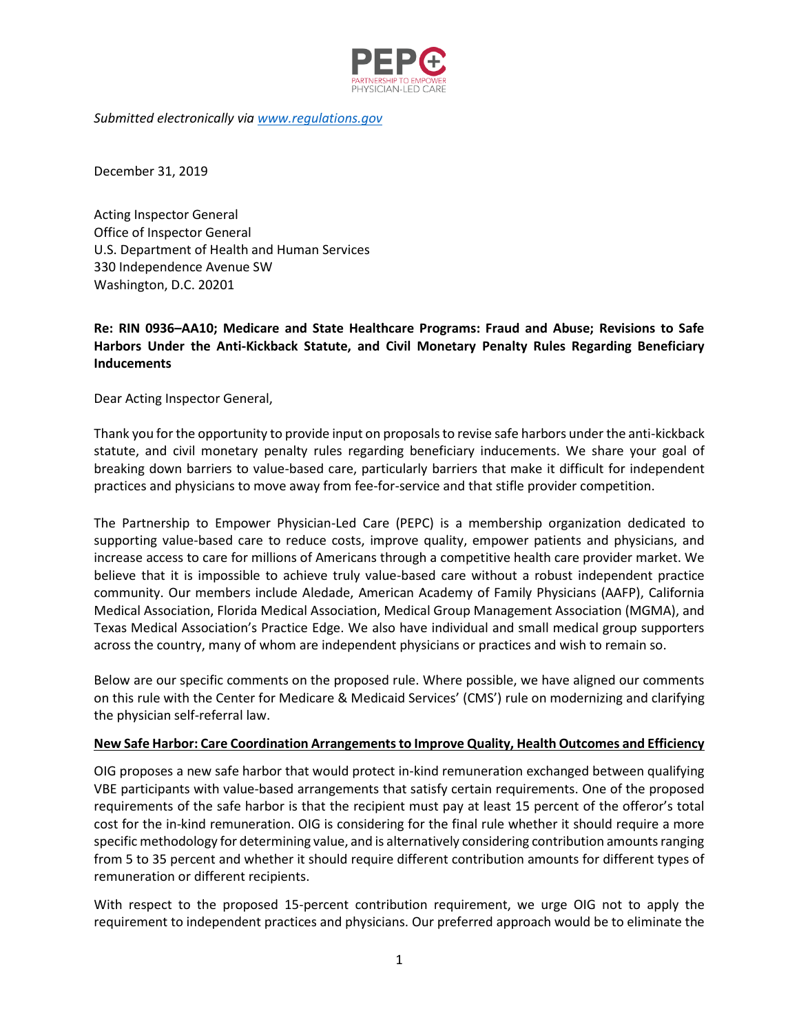PEPC
PARTNERSHIP TO EMPOWER
PHYSICIAN-LED CARE

*Submitted electronically via [www.regulations.gov](www.regulations.gov)*

December 31, 2019

Acting Inspector General
Office of Inspector General
U.S. Department of Health and Human Services
330 Independence Avenue SW
Washington, D.C. 20201

**Re: RIN 0936–AA10; Medicare and State Healthcare Programs: Fraud and Abuse; Revisions to Safe Harbors Under the Anti-Kickback Statute, and Civil Monetary Penalty Rules Regarding Beneficiary Inducements**

Dear Acting Inspector General,

Thank you for the opportunity to provide input on proposals to revise safe harbors under the anti-kickback statute, and civil monetary penalty rules regarding beneficiary inducements. We share your goal of breaking down barriers to value-based care, particularly barriers that make it difficult for independent practices and physicians to move away from fee-for-service and that stifle provider competition.

The Partnership to Empower Physician-Led Care (PEPC) is a membership organization dedicated to supporting value-based care to reduce costs, improve quality, empower patients and physicians, and increase access to care for millions of Americans through a competitive health care provider market. We believe that it is impossible to achieve truly value-based care without a robust independent practice community. Our members include Aledade, American Academy of Family Physicians (AAFP), California Medical Association, Florida Medical Association, Medical Group Management Association (MGMA), and Texas Medical Association's Practice Edge. We also have individual and small medical group supporters across the country, many of whom are independent physicians or practices and wish to remain so.

Below are our specific comments on the proposed rule. Where possible, we have aligned our comments on this rule with the Center for Medicare & Medicaid Services' (CMS') rule on modernizing and clarifying the physician self-referral law.

**New Safe Harbor: Care Coordination Arrangements to Improve Quality, Health Outcomes and Efficiency**

OIG proposes a new safe harbor that would protect in-kind remuneration exchanged between qualifying VBE participants with value-based arrangements that satisfy certain requirements. One of the proposed requirements of the safe harbor is that the recipient must pay at least 15 percent of the offeror's total cost for the in-kind remuneration. OIG is considering for the final rule whether it should require a more specific methodology for determining value, and is alternatively considering contribution amounts ranging from 5 to 35 percent and whether it should require different contribution amounts for different types of remuneration or different recipients.

With respect to the proposed 15-percent contribution requirement, we urge OIG not to apply the requirement to independent practices and physicians. Our preferred approach would be to eliminate the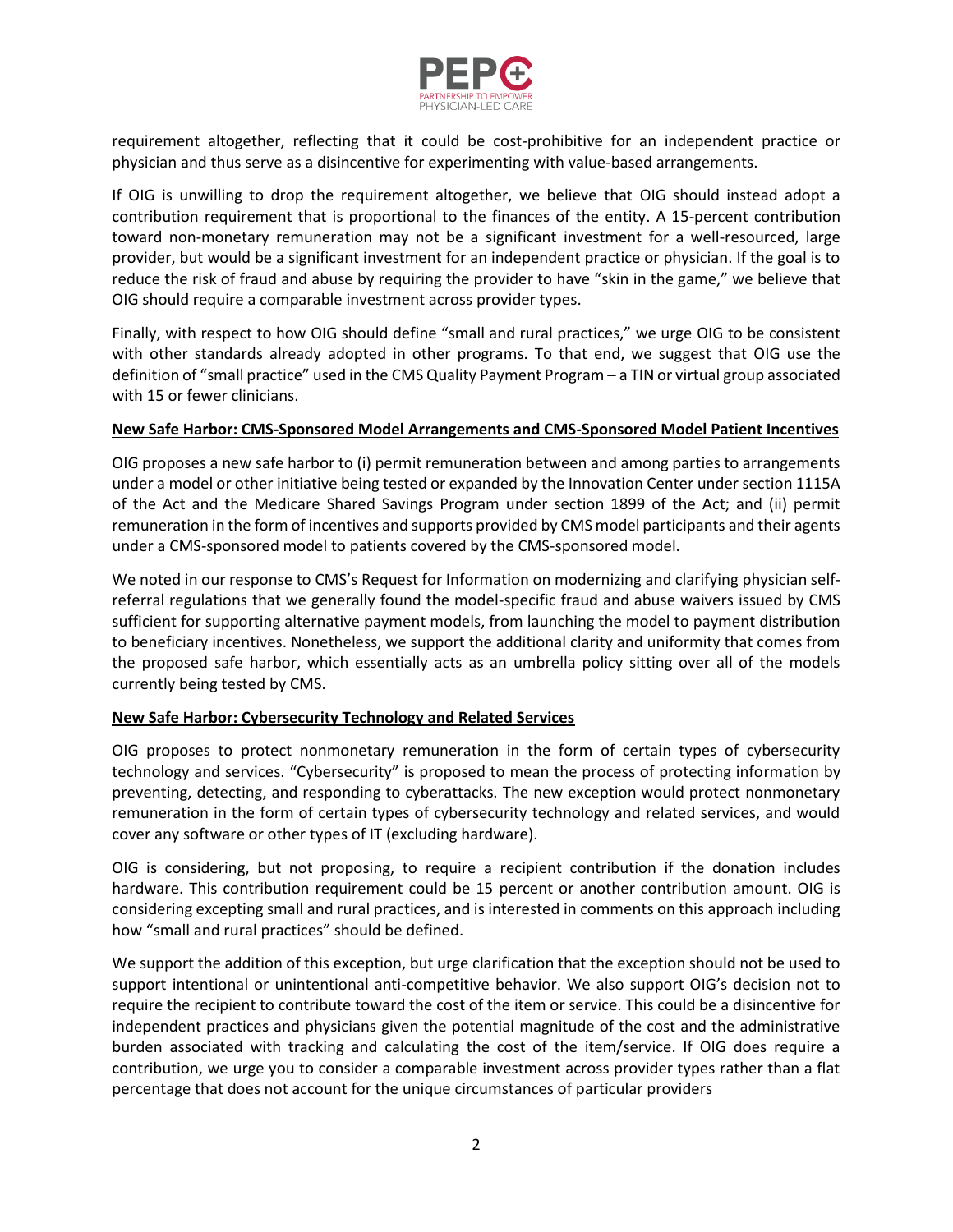requirement altogether, reflecting that it could be cost-prohibitive for an independent practice or physician and thus serve as a disincentive for experimenting with value-based arrangements.

If OIG is unwilling to drop the requirement altogether, we believe that OIG should instead adopt a contribution requirement that is proportional to the finances of the entity. A 15-percent contribution toward non-monetary remuneration may not be a significant investment for a well-resourced, large provider, but would be a significant investment for an independent practice or physician. If the goal is to reduce the risk of fraud and abuse by requiring the provider to have "skin in the game," we believe that OIG should require a comparable investment across provider types.

Finally, with respect to how OIG should define "small and rural practices," we urge OIG to be consistent with other standards already adopted in other programs. To that end, we suggest that OIG use the definition of "small practice" used in the CMS Quality Payment Program – a TIN or virtual group associated with 15 or fewer clinicians.

**New Safe Harbor: CMS-Sponsored Model Arrangements and CMS-Sponsored Model Patient Incentives**

OIG proposes a new safe harbor to (i) permit remuneration between and among parties to arrangements under a model or other initiative being tested or expanded by the Innovation Center under section 1115A of the Act and the Medicare Shared Savings Program under section 1899 of the Act; and (ii) permit remuneration in the form of incentives and supports provided by CMS model participants and their agents under a CMS-sponsored model to patients covered by the CMS-sponsored model.

We noted in our response to CMS's Request for Information on modernizing and clarifying physician self-referral regulations that we generally found the model-specific fraud and abuse waivers issued by CMS sufficient for supporting alternative payment models, from launching the model to payment distribution to beneficiary incentives. Nonetheless, we support the additional clarity and uniformity that comes from the proposed safe harbor, which essentially acts as an umbrella policy sitting over all of the models currently being tested by CMS.

**New Safe Harbor: Cybersecurity Technology and Related Services**

OIG proposes to protect nonmonetary remuneration in the form of certain types of cybersecurity technology and services. "Cybersecurity" is proposed to mean the process of protecting information by preventing, detecting, and responding to cyberattacks. The new exception would protect nonmonetary remuneration in the form of certain types of cybersecurity technology and related services, and would cover any software or other types of IT (excluding hardware).

OIG is considering, but not proposing, to require a recipient contribution if the donation includes hardware. This contribution requirement could be 15 percent or another contribution amount. OIG is considering excepting small and rural practices, and is interested in comments on this approach including how "small and rural practices" should be defined.

We support the addition of this exception, but urge clarification that the exception should not be used to support intentional or unintentional anti-competitive behavior. We also support OIG's decision not to require the recipient to contribute toward the cost of the item or service. This could be a disincentive for independent practices and physicians given the potential magnitude of the cost and the administrative burden associated with tracking and calculating the cost of the item/service. If OIG does require a contribution, we urge you to consider a comparable investment across provider types rather than a flat percentage that does not account for the unique circumstances of particular providers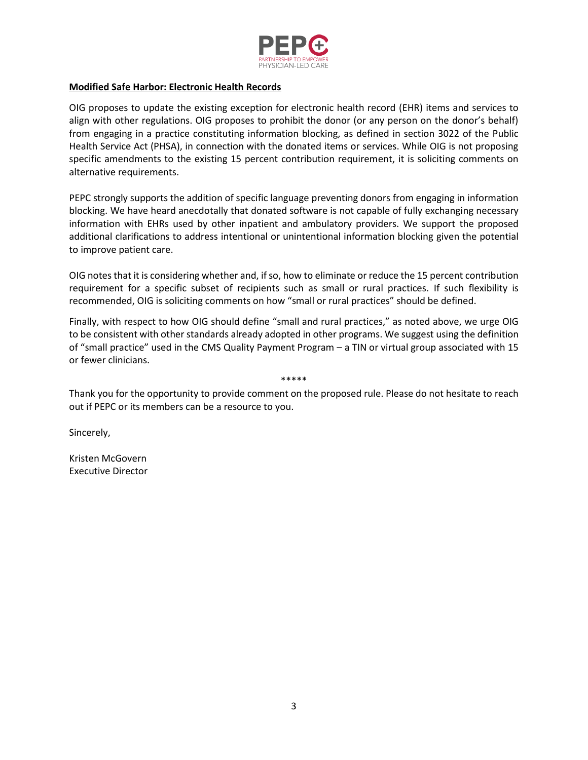**Modified Safe Harbor: Electronic Health Records**

OIG proposes to update the existing exception for electronic health record (EHR) items and services to align with other regulations. OIG proposes to prohibit the donor (or any person on the donor's behalf) from engaging in a practice constituting information blocking, as defined in section 3022 of the Public Health Service Act (PHSA), in connection with the donated items or services. While OIG is not proposing specific amendments to the existing 15 percent contribution requirement, it is soliciting comments on alternative requirements.

PEPC strongly supports the addition of specific language preventing donors from engaging in information blocking. We have heard anecdotally that donated software is not capable of fully exchanging necessary information with EHRs used by other inpatient and ambulatory providers. We support the proposed additional clarifications to address intentional or unintentional information blocking given the potential to improve patient care.

OIG notes that it is considering whether and, if so, how to eliminate or reduce the 15 percent contribution requirement for a specific subset of recipients such as small or rural practices. If such flexibility is recommended, OIG is soliciting comments on how "small or rural practices" should be defined.

Finally, with respect to how OIG should define "small and rural practices," as noted above, we urge OIG to be consistent with other standards already adopted in other programs. We suggest using the definition of "small practice" used in the CMS Quality Payment Program – a TIN or virtual group associated with 15 or fewer clinicians.

*****

Thank you for the opportunity to provide comment on the proposed rule. Please do not hesitate to reach out if PEPC or its members can be a resource to you.

Sincerely,

Kristen McGovern
Executive Director